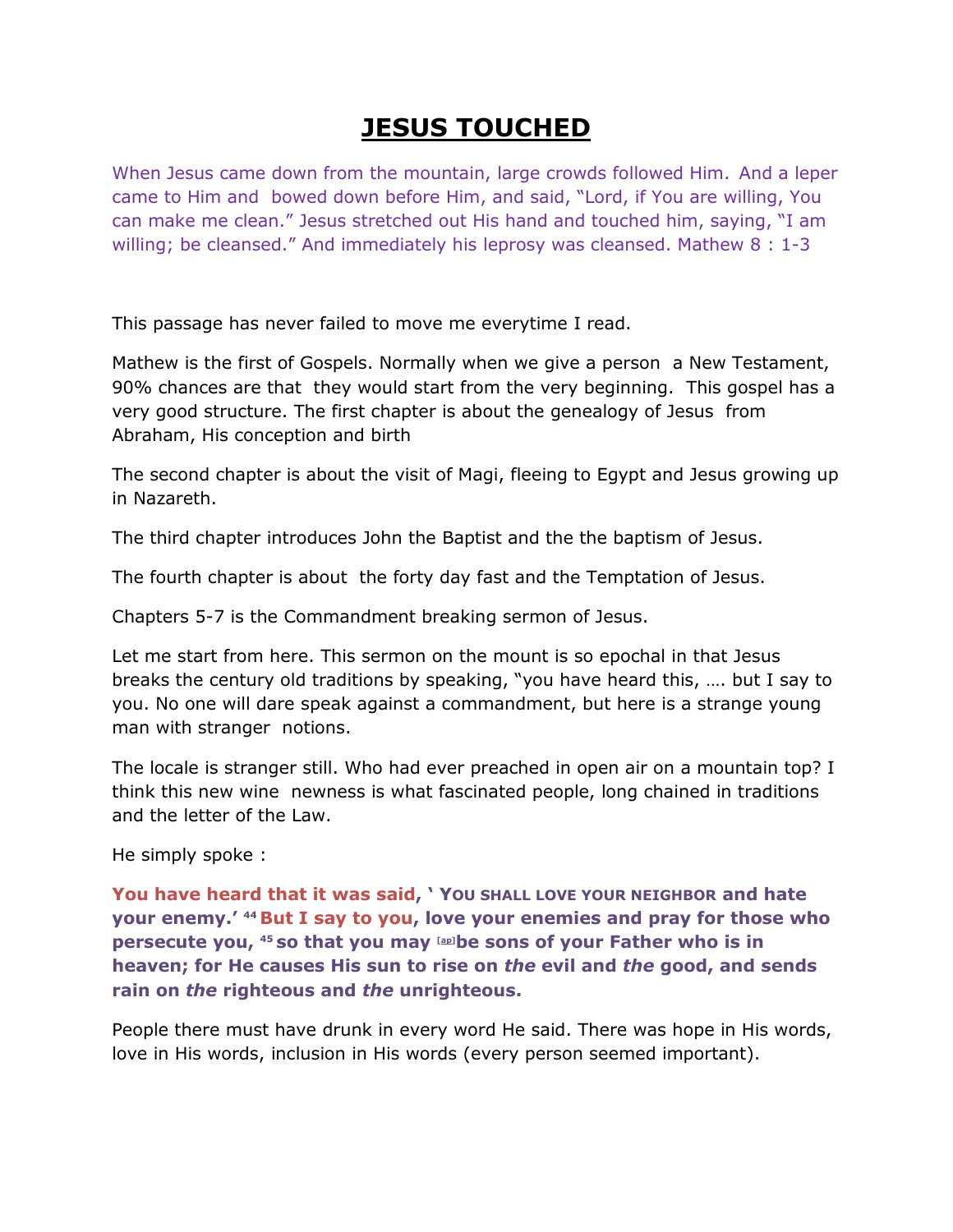# JESUS TOUCHED

When Jesus came down from the mountain, large crowds followed Him. And a leper came to Him and bowed down before Him, and said, "Lord, if You are willing, You can make me clean." Jesus stretched out His hand and touched him, saying, "I am willing; be cleansed." And immediately his leprosy was cleansed. Mathew 8 : 1-3

This passage has never failed to move me everytime I read.

Mathew is the first of Gospels. Normally when we give a person a New Testament, 90% chances are that they would start from the very beginning. This gospel has a very good structure. The first chapter is about the genealogy of Jesus from Abraham, His conception and birth

The second chapter is about the visit of Magi, fleeing to Egypt and Jesus growing up in Nazareth.

The third chapter introduces John the Baptist and the the baptism of Jesus.

The fourth chapter is about the forty day fast and the Temptation of Jesus.

Chapters 5-7 is the Commandment breaking sermon of Jesus.

Let me start from here. This sermon on the mount is so epochal in that Jesus breaks the century old traditions by speaking, "you have heard this, …. but I say to you. No one will dare speak against a commandment, but here is a strange young man with stranger notions.

The locale is stranger still. Who had ever preached in open air on a mountain top? I think this new wine newness is what fascinated people, long chained in traditions and the letter of the Law.

He simply spoke :

**You have heard that it was said, ' YOU SHALL LOVE YOUR NEIGHBOR and hate your enemy.' [44] But I say to you, love your enemies and pray for those who persecute you, [45] so that you may [ap] be sons of your Father who is in heaven; for He causes His sun to rise on *the* evil and *the* good, and sends rain on *the* righteous and *the* unrighteous.**

People there must have drunk in every word He said. There was hope in His words, love in His words, inclusion in His words (every person seemed important).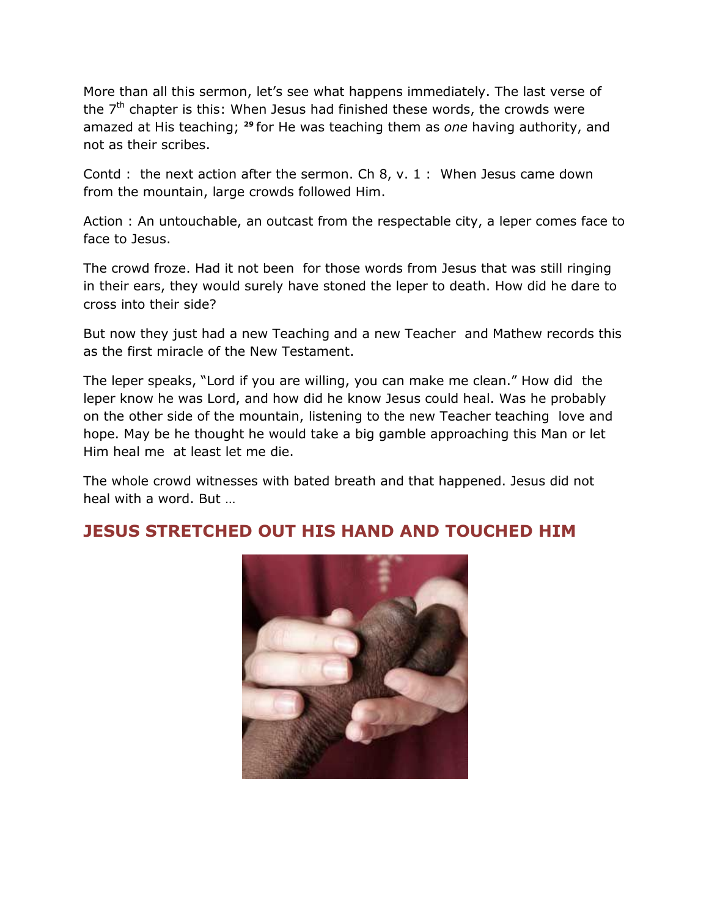More than all this sermon, let's see what happens immediately. The last verse of the 7th chapter is this: When Jesus had finished these words, the crowds were amazed at His teaching; [29] for He was teaching them as *one* having authority, and not as their scribes.

Contd : the next action after the sermon. Ch 8, v. 1 : When Jesus came down from the mountain, large crowds followed Him.

Action : An untouchable, an outcast from the respectable city, a leper comes face to face to Jesus.

The crowd froze. Had it not been for those words from Jesus that was still ringing in their ears, they would surely have stoned the leper to death. How did he dare to cross into their side?

But now they just had a new Teaching and a new Teacher and Mathew records this as the first miracle of the New Testament.

The leper speaks, "Lord if you are willing, you can make me clean." How did the leper know he was Lord, and how did he know Jesus could heal. Was he probably on the other side of the mountain, listening to the new Teacher teaching love and hope. May be he thought he would take a big gamble approaching this Man or let Him heal me at least let me die.

The whole crowd witnesses with bated breath and that happened. Jesus did not heal with a word. But …

## JESUS STRETCHED OUT HIS HAND AND TOUCHED HIM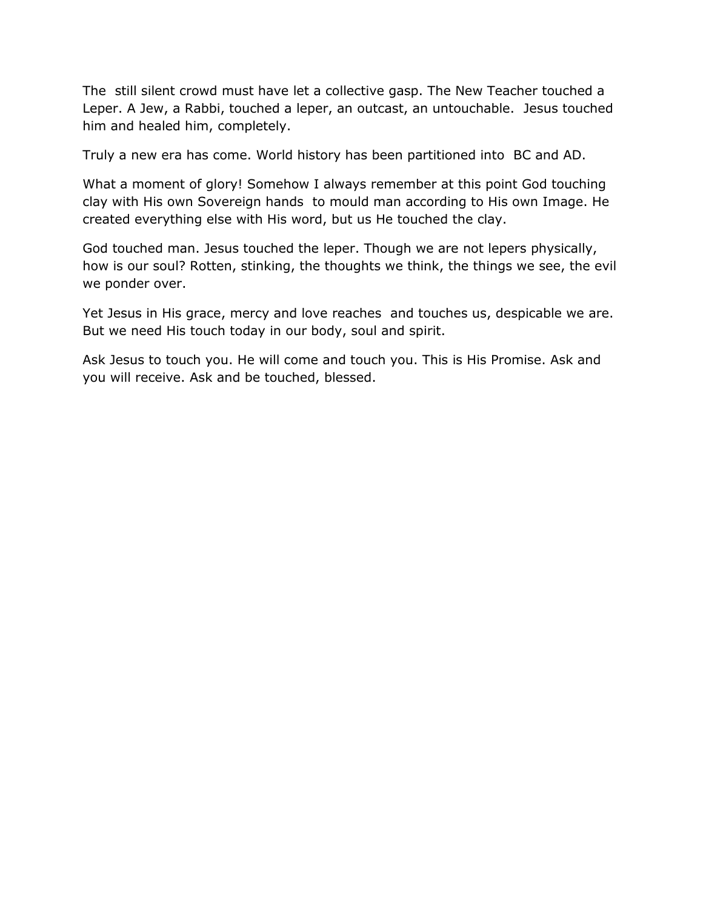The still silent crowd must have let a collective gasp. The New Teacher touched a Leper. A Jew, a Rabbi, touched a leper, an outcast, an untouchable. Jesus touched him and healed him, completely.

Truly a new era has come. World history has been partitioned into BC and AD.

What a moment of glory! Somehow I always remember at this point God touching clay with His own Sovereign hands to mould man according to His own Image. He created everything else with His word, but us He touched the clay.

God touched man. Jesus touched the leper. Though we are not lepers physically, how is our soul? Rotten, stinking, the thoughts we think, the things we see, the evil we ponder over.

Yet Jesus in His grace, mercy and love reaches and touches us, despicable we are. But we need His touch today in our body, soul and spirit.

Ask Jesus to touch you. He will come and touch you. This is His Promise. Ask and you will receive. Ask and be touched, blessed.